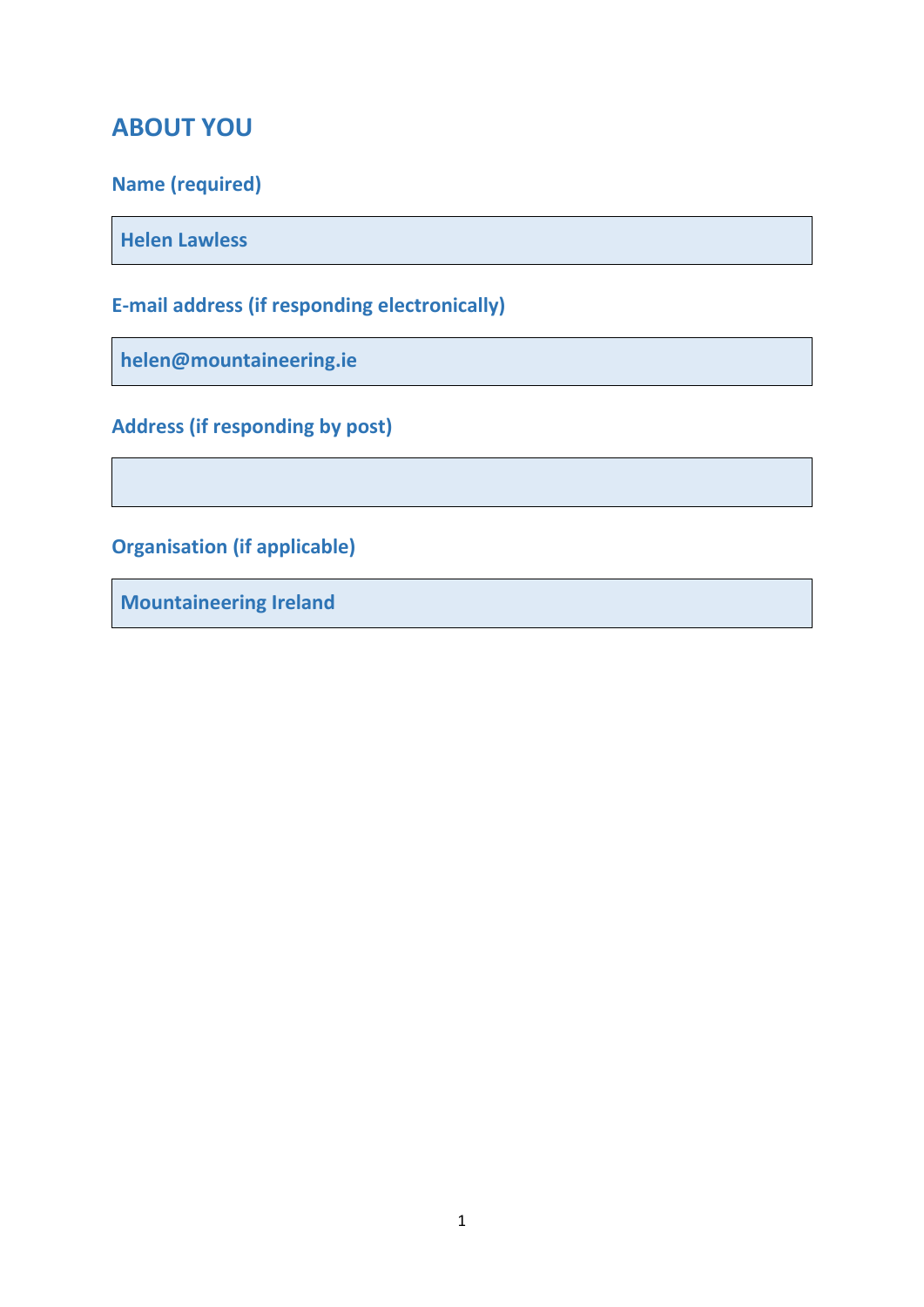## ABOUT YOU

**Name (required)**

| Helen Lawless |
|---|

**E-mail address (if responding electronically)**

| helen@mountaineering.ie |
|---|

**Address (if responding by post)**

| |
|---|

**Organisation (if applicable)**

| Mountaineering Ireland |
|---|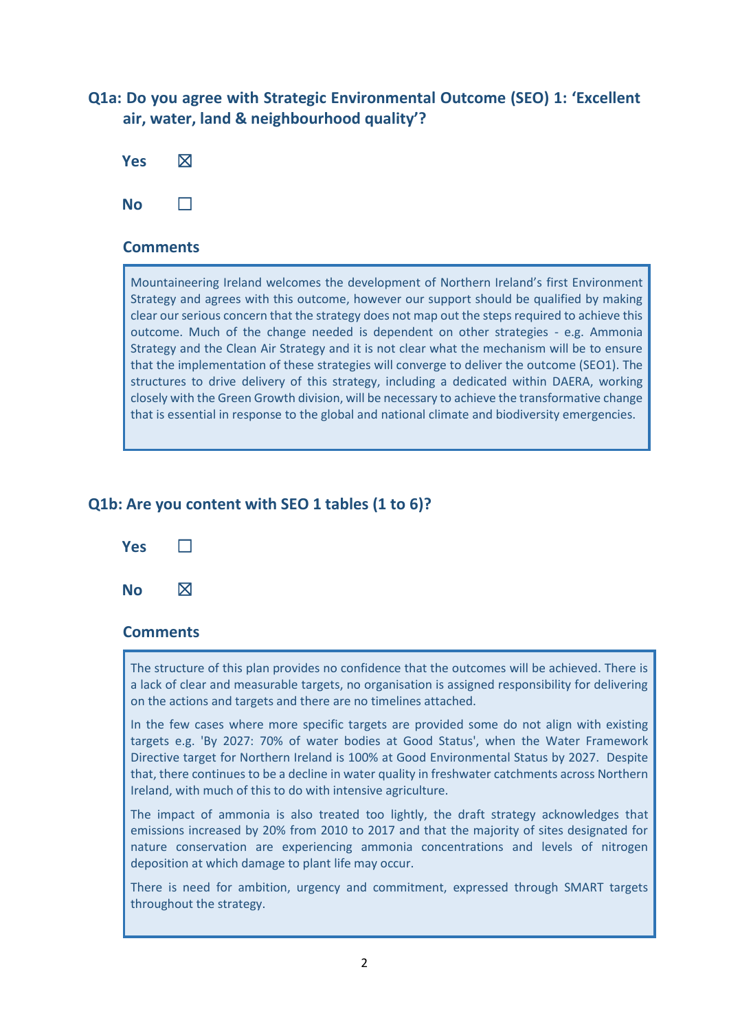**Q1a: Do you agree with Strategic Environmental Outcome (SEO) 1: 'Excellent air, water, land & neighbourhood quality'?**

**Yes** ☒

**No** ☐

**Comments**

Mountaineering Ireland welcomes the development of Northern Ireland's first Environment Strategy and agrees with this outcome, however our support should be qualified by making clear our serious concern that the strategy does not map out the steps required to achieve this outcome. Much of the change needed is dependent on other strategies - e.g. Ammonia Strategy and the Clean Air Strategy and it is not clear what the mechanism will be to ensure that the implementation of these strategies will converge to deliver the outcome (SEO1). The structures to drive delivery of this strategy, including a dedicated within DAERA, working closely with the Green Growth division, will be necessary to achieve the transformative change that is essential in response to the global and national climate and biodiversity emergencies.

**Q1b: Are you content with SEO 1 tables (1 to 6)?**

**Yes** ☐

**No** ☒

**Comments**

The structure of this plan provides no confidence that the outcomes will be achieved. There is a lack of clear and measurable targets, no organisation is assigned responsibility for delivering on the actions and targets and there are no timelines attached.

In the few cases where more specific targets are provided some do not align with existing targets e.g. 'By 2027: 70% of water bodies at Good Status', when the Water Framework Directive target for Northern Ireland is 100% at Good Environmental Status by 2027. Despite that, there continues to be a decline in water quality in freshwater catchments across Northern Ireland, with much of this to do with intensive agriculture.

The impact of ammonia is also treated too lightly, the draft strategy acknowledges that emissions increased by 20% from 2010 to 2017 and that the majority of sites designated for nature conservation are experiencing ammonia concentrations and levels of nitrogen deposition at which damage to plant life may occur.

There is need for ambition, urgency and commitment, expressed through SMART targets throughout the strategy.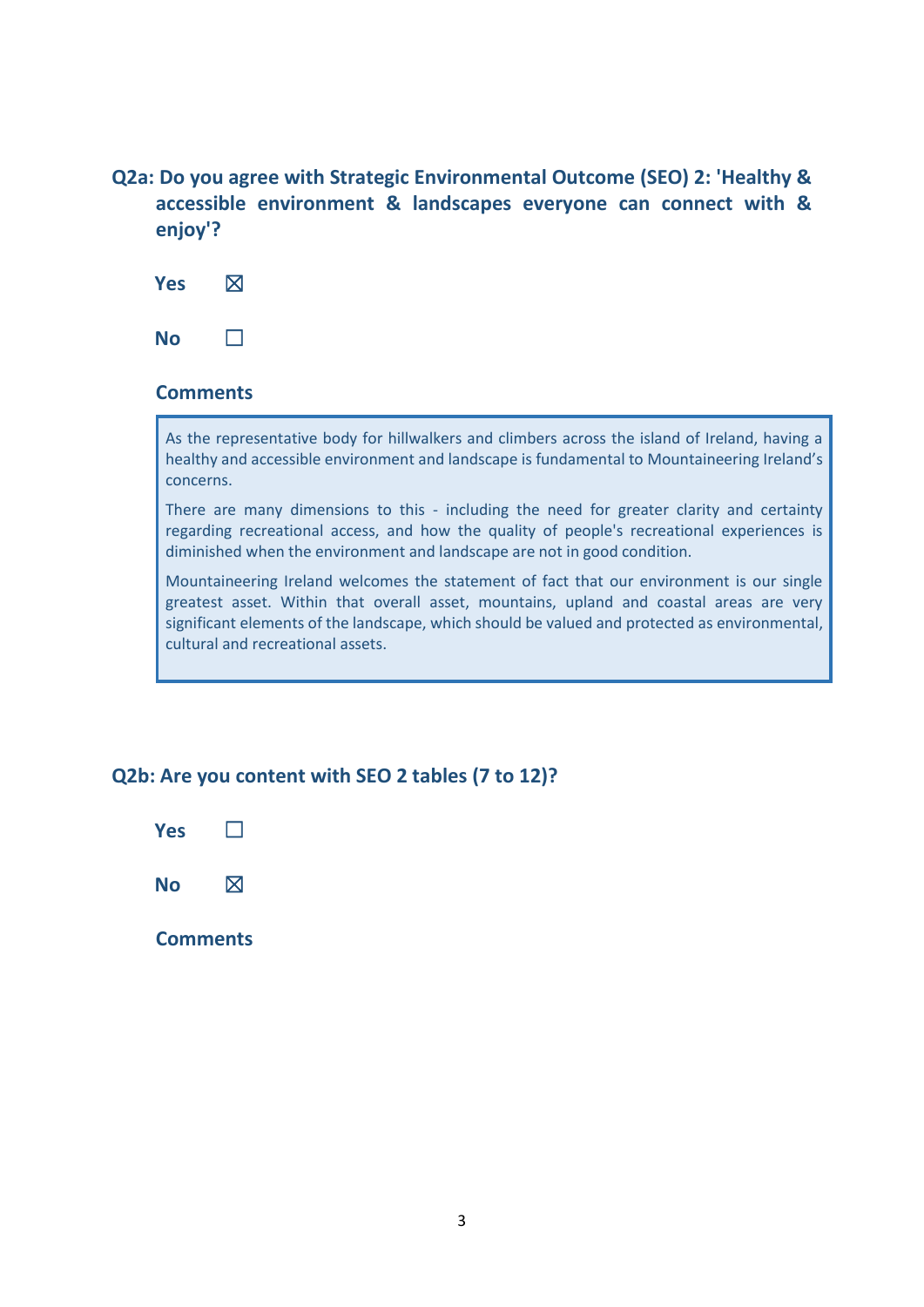**Q2a: Do you agree with Strategic Environmental Outcome (SEO) 2: 'Healthy & accessible environment & landscapes everyone can connect with & enjoy'?**

**Yes** ☒

**No** ☐

**Comments**

As the representative body for hillwalkers and climbers across the island of Ireland, having a healthy and accessible environment and landscape is fundamental to Mountaineering Ireland's concerns.

There are many dimensions to this - including the need for greater clarity and certainty regarding recreational access, and how the quality of people's recreational experiences is diminished when the environment and landscape are not in good condition.

Mountaineering Ireland welcomes the statement of fact that our environment is our single greatest asset. Within that overall asset, mountains, upland and coastal areas are very significant elements of the landscape, which should be valued and protected as environmental, cultural and recreational assets.

**Q2b: Are you content with SEO 2 tables (7 to 12)?**

**Yes** ☐

**No** ☒

**Comments**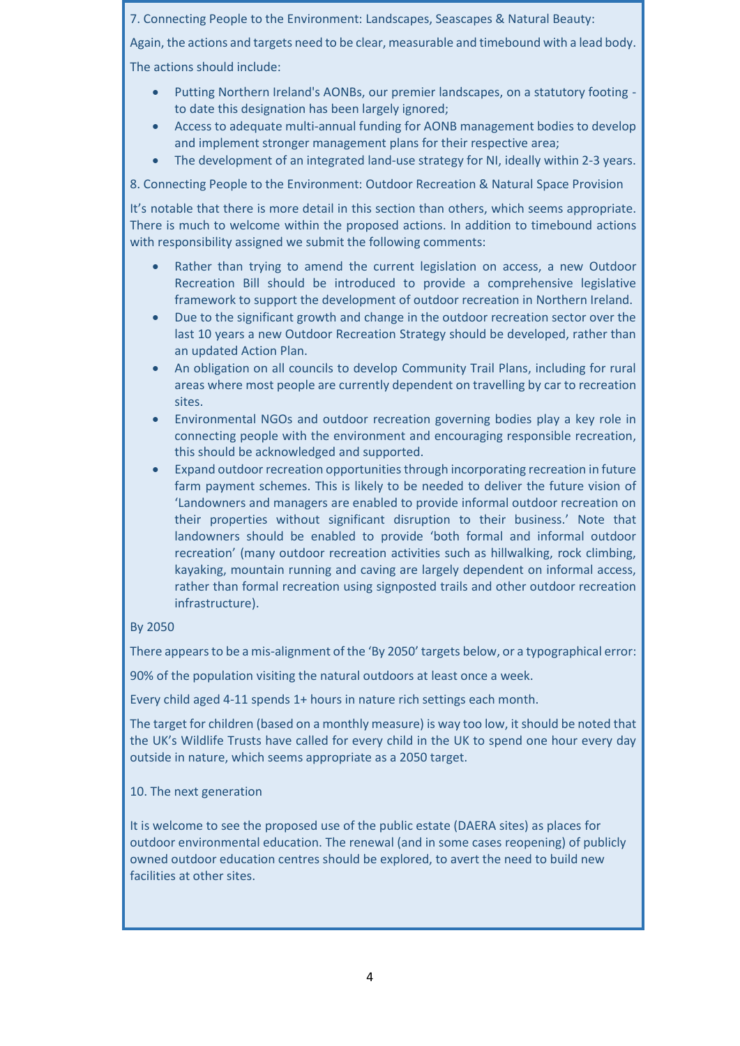7. Connecting People to the Environment: Landscapes, Seascapes & Natural Beauty:

Again, the actions and targets need to be clear, measurable and timebound with a lead body.

The actions should include:

- Putting Northern Ireland's AONBs, our premier landscapes, on a statutory footing - to date this designation has been largely ignored;
- Access to adequate multi-annual funding for AONB management bodies to develop and implement stronger management plans for their respective area;
- The development of an integrated land-use strategy for NI, ideally within 2-3 years.

8. Connecting People to the Environment: Outdoor Recreation & Natural Space Provision

It's notable that there is more detail in this section than others, which seems appropriate. There is much to welcome within the proposed actions. In addition to timebound actions with responsibility assigned we submit the following comments:

- Rather than trying to amend the current legislation on access, a new Outdoor Recreation Bill should be introduced to provide a comprehensive legislative framework to support the development of outdoor recreation in Northern Ireland.
- Due to the significant growth and change in the outdoor recreation sector over the last 10 years a new Outdoor Recreation Strategy should be developed, rather than an updated Action Plan.
- An obligation on all councils to develop Community Trail Plans, including for rural areas where most people are currently dependent on travelling by car to recreation sites.
- Environmental NGOs and outdoor recreation governing bodies play a key role in connecting people with the environment and encouraging responsible recreation, this should be acknowledged and supported.
- Expand outdoor recreation opportunities through incorporating recreation in future farm payment schemes. This is likely to be needed to deliver the future vision of 'Landowners and managers are enabled to provide informal outdoor recreation on their properties without significant disruption to their business.' Note that landowners should be enabled to provide 'both formal and informal outdoor recreation' (many outdoor recreation activities such as hillwalking, rock climbing, kayaking, mountain running and caving are largely dependent on informal access, rather than formal recreation using signposted trails and other outdoor recreation infrastructure).

By 2050

There appears to be a mis-alignment of the 'By 2050' targets below, or a typographical error:

90% of the population visiting the natural outdoors at least once a week.

Every child aged 4-11 spends 1+ hours in nature rich settings each month.

The target for children (based on a monthly measure) is way too low, it should be noted that the UK's Wildlife Trusts have called for every child in the UK to spend one hour every day outside in nature, which seems appropriate as a 2050 target.

10. The next generation

It is welcome to see the proposed use of the public estate (DAERA sites) as places for outdoor environmental education. The renewal (and in some cases reopening) of publicly owned outdoor education centres should be explored, to avert the need to build new facilities at other sites.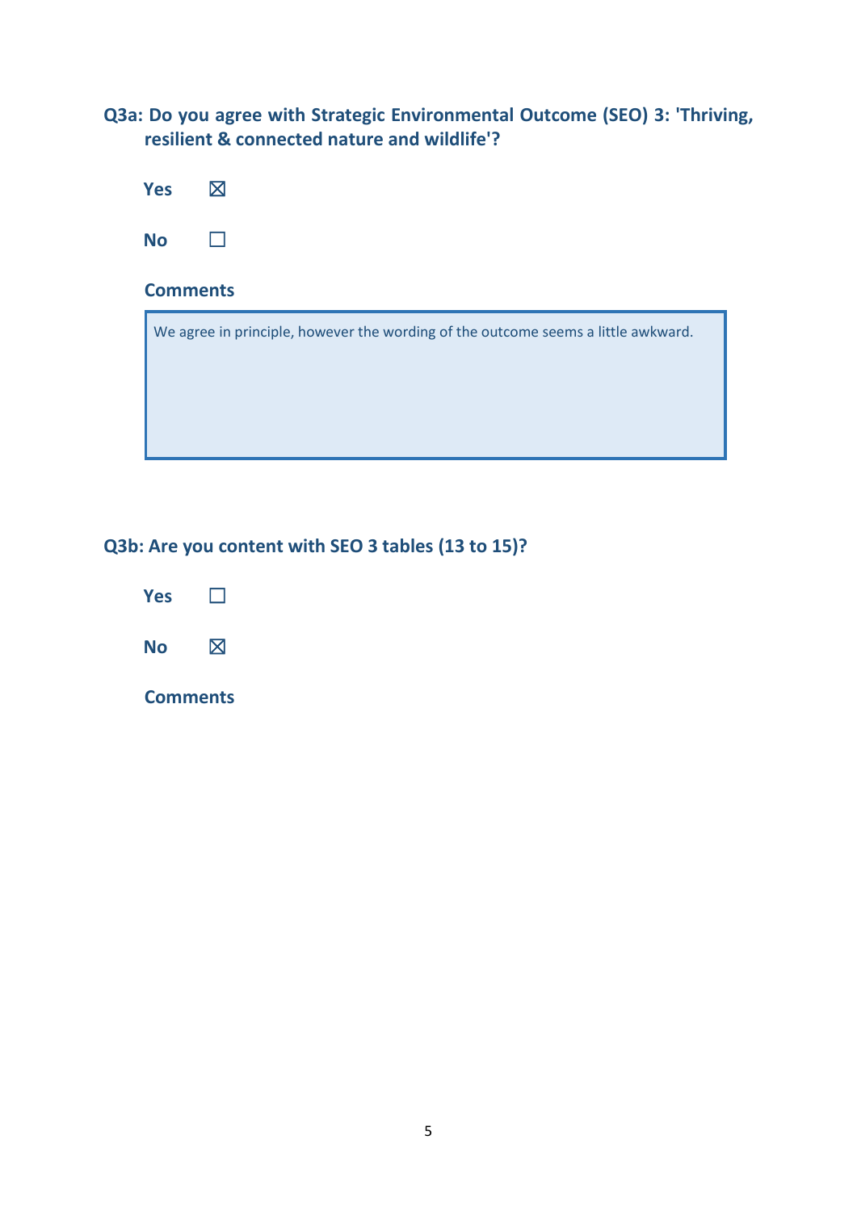### Q3a: Do you agree with Strategic Environmental Outcome (SEO) 3: 'Thriving, resilient & connected nature and wildlife'?

**Yes** ☒

**No** ☐

**Comments**

We agree in principle, however the wording of the outcome seems a little awkward.

### Q3b: Are you content with SEO 3 tables (13 to 15)?

**Yes** ☐

**No** ☒

**Comments**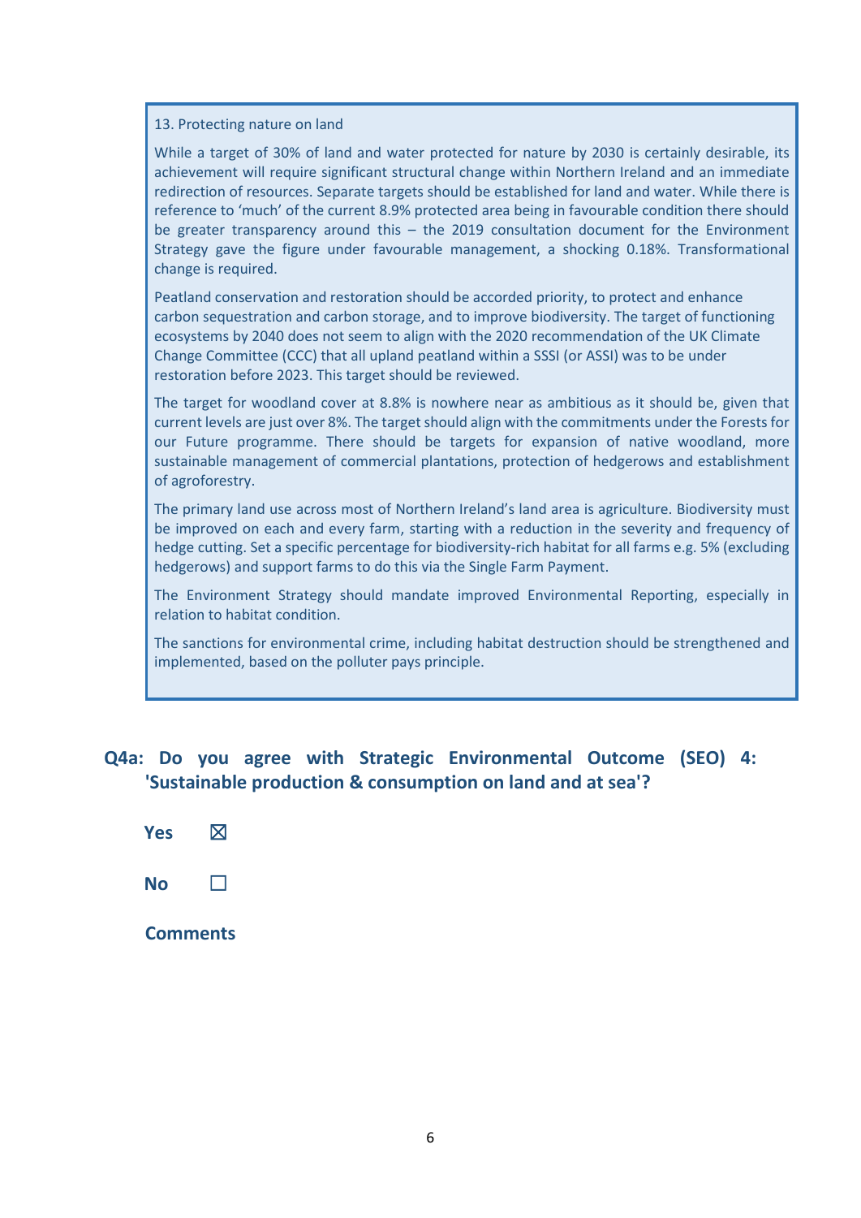13. Protecting nature on land

While a target of 30% of land and water protected for nature by 2030 is certainly desirable, its achievement will require significant structural change within Northern Ireland and an immediate redirection of resources. Separate targets should be established for land and water. While there is reference to 'much' of the current 8.9% protected area being in favourable condition there should be greater transparency around this – the 2019 consultation document for the Environment Strategy gave the figure under favourable management, a shocking 0.18%. Transformational change is required.

Peatland conservation and restoration should be accorded priority, to protect and enhance carbon sequestration and carbon storage, and to improve biodiversity. The target of functioning ecosystems by 2040 does not seem to align with the 2020 recommendation of the UK Climate Change Committee (CCC) that all upland peatland within a SSSI (or ASSI) was to be under restoration before 2023. This target should be reviewed.

The target for woodland cover at 8.8% is nowhere near as ambitious as it should be, given that current levels are just over 8%. The target should align with the commitments under the Forests for our Future programme. There should be targets for expansion of native woodland, more sustainable management of commercial plantations, protection of hedgerows and establishment of agroforestry.

The primary land use across most of Northern Ireland's land area is agriculture. Biodiversity must be improved on each and every farm, starting with a reduction in the severity and frequency of hedge cutting. Set a specific percentage for biodiversity-rich habitat for all farms e.g. 5% (excluding hedgerows) and support farms to do this via the Single Farm Payment.

The Environment Strategy should mandate improved Environmental Reporting, especially in relation to habitat condition.

The sanctions for environmental crime, including habitat destruction should be strengthened and implemented, based on the polluter pays principle.

## Q4a: Do you agree with Strategic Environmental Outcome (SEO) 4: 'Sustainable production & consumption on land and at sea'?

**Yes** ☒

**No** ☐

**Comments**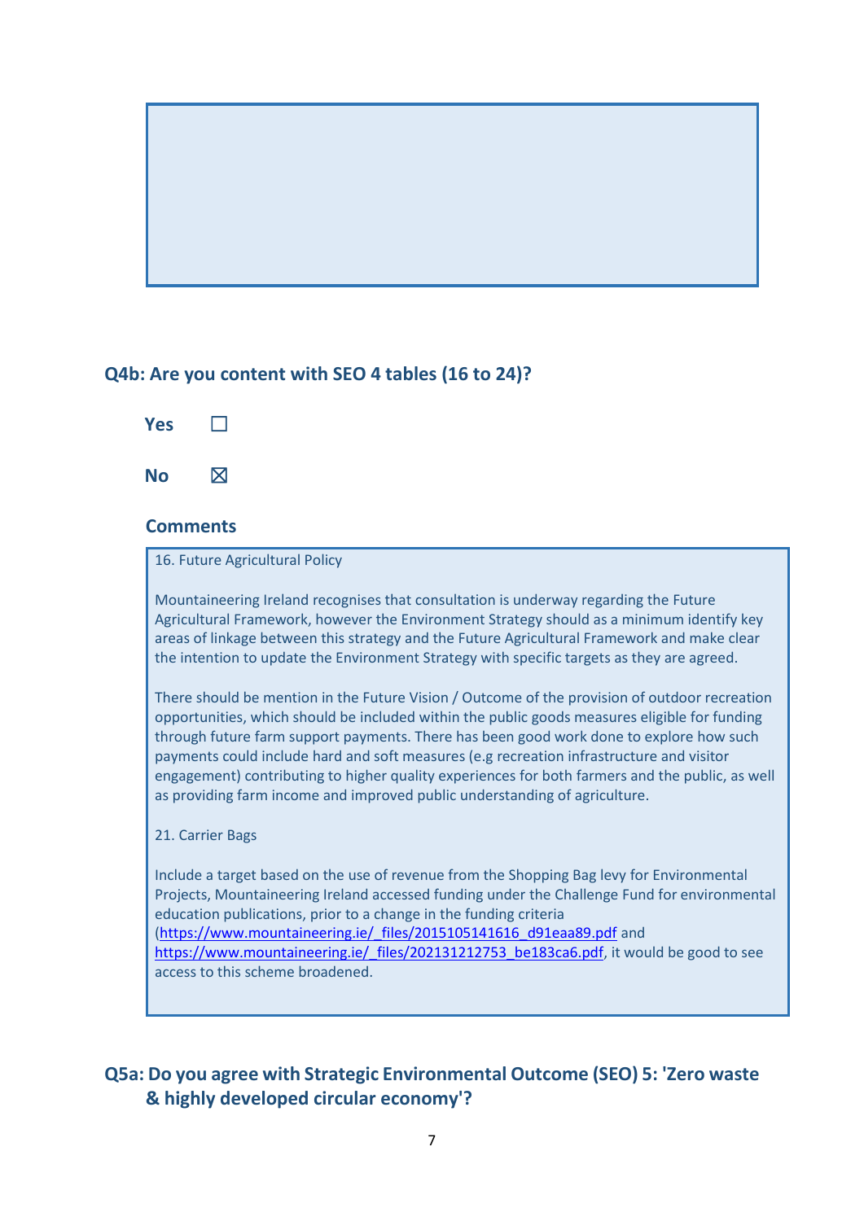### Q4b: Are you content with SEO 4 tables (16 to 24)?

**Yes** ☐

**No** ☒

### Comments

16. Future Agricultural Policy

Mountaineering Ireland recognises that consultation is underway regarding the Future Agricultural Framework, however the Environment Strategy should as a minimum identify key areas of linkage between this strategy and the Future Agricultural Framework and make clear the intention to update the Environment Strategy with specific targets as they are agreed.

There should be mention in the Future Vision / Outcome of the provision of outdoor recreation opportunities, which should be included within the public goods measures eligible for funding through future farm support payments. There has been good work done to explore how such payments could include hard and soft measures (e.g recreation infrastructure and visitor engagement) contributing to higher quality experiences for both farmers and the public, as well as providing farm income and improved public understanding of agriculture.

21. Carrier Bags

Include a target based on the use of revenue from the Shopping Bag levy for Environmental Projects, Mountaineering Ireland accessed funding under the Challenge Fund for environmental education publications, prior to a change in the funding criteria (https://www.mountaineering.ie/_files/2015105141616_d91eaa89.pdf and https://www.mountaineering.ie/_files/202131212753_be183ca6.pdf, it would be good to see access to this scheme broadened.

### Q5a: Do you agree with Strategic Environmental Outcome (SEO) 5: 'Zero waste & highly developed circular economy'?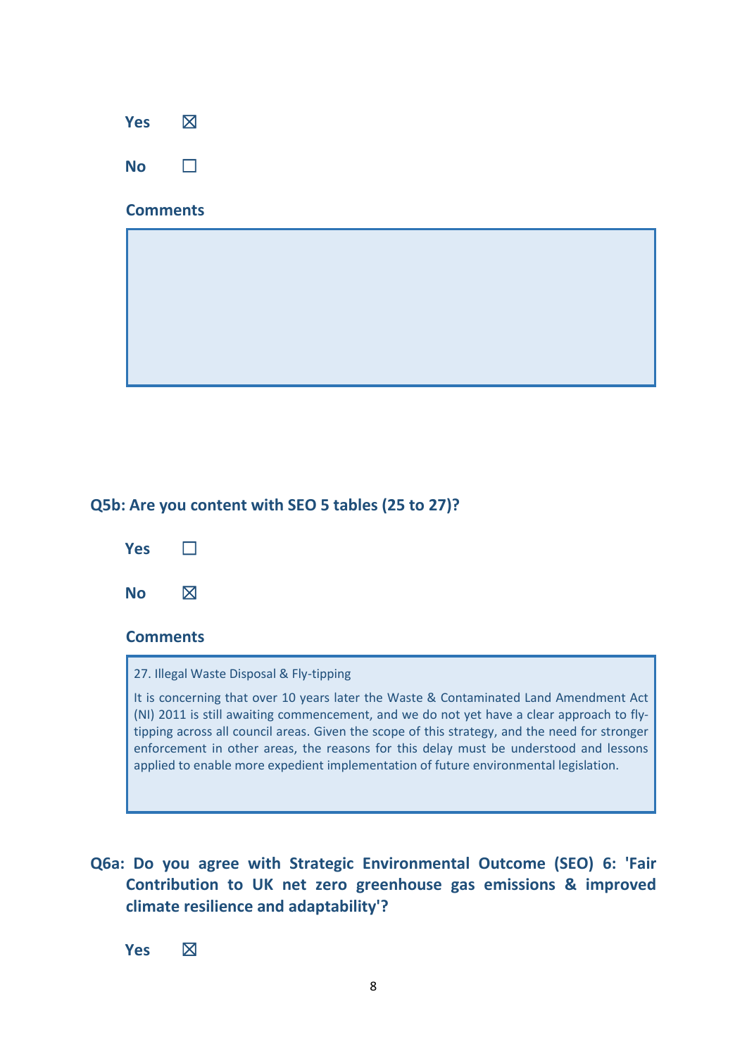**Yes** ☒

**No** ☐

**Comments**

## Q5b: Are you content with SEO 5 tables (25 to 27)?

**Yes** ☐

**No** ☒

**Comments**

27. Illegal Waste Disposal & Fly-tipping

It is concerning that over 10 years later the Waste & Contaminated Land Amendment Act (NI) 2011 is still awaiting commencement, and we do not yet have a clear approach to fly-tipping across all council areas. Given the scope of this strategy, and the need for stronger enforcement in other areas, the reasons for this delay must be understood and lessons applied to enable more expedient implementation of future environmental legislation.

## Q6a: Do you agree with Strategic Environmental Outcome (SEO) 6: 'Fair Contribution to UK net zero greenhouse gas emissions & improved climate resilience and adaptability'?

**Yes** ☒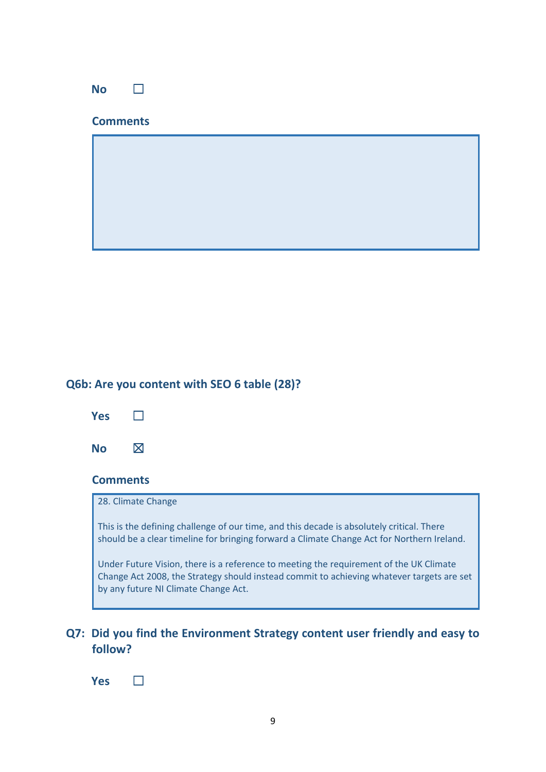No ☐

**Comments**

**Q6b: Are you content with SEO 6 table (28)?**

Yes ☐

No ☒

**Comments**

28. Climate Change

This is the defining challenge of our time, and this decade is absolutely critical. There should be a clear timeline for bringing forward a Climate Change Act for Northern Ireland.

Under Future Vision, there is a reference to meeting the requirement of the UK Climate Change Act 2008, the Strategy should instead commit to achieving whatever targets are set by any future NI Climate Change Act.

**Q7: Did you find the Environment Strategy content user friendly and easy to follow?**

Yes ☐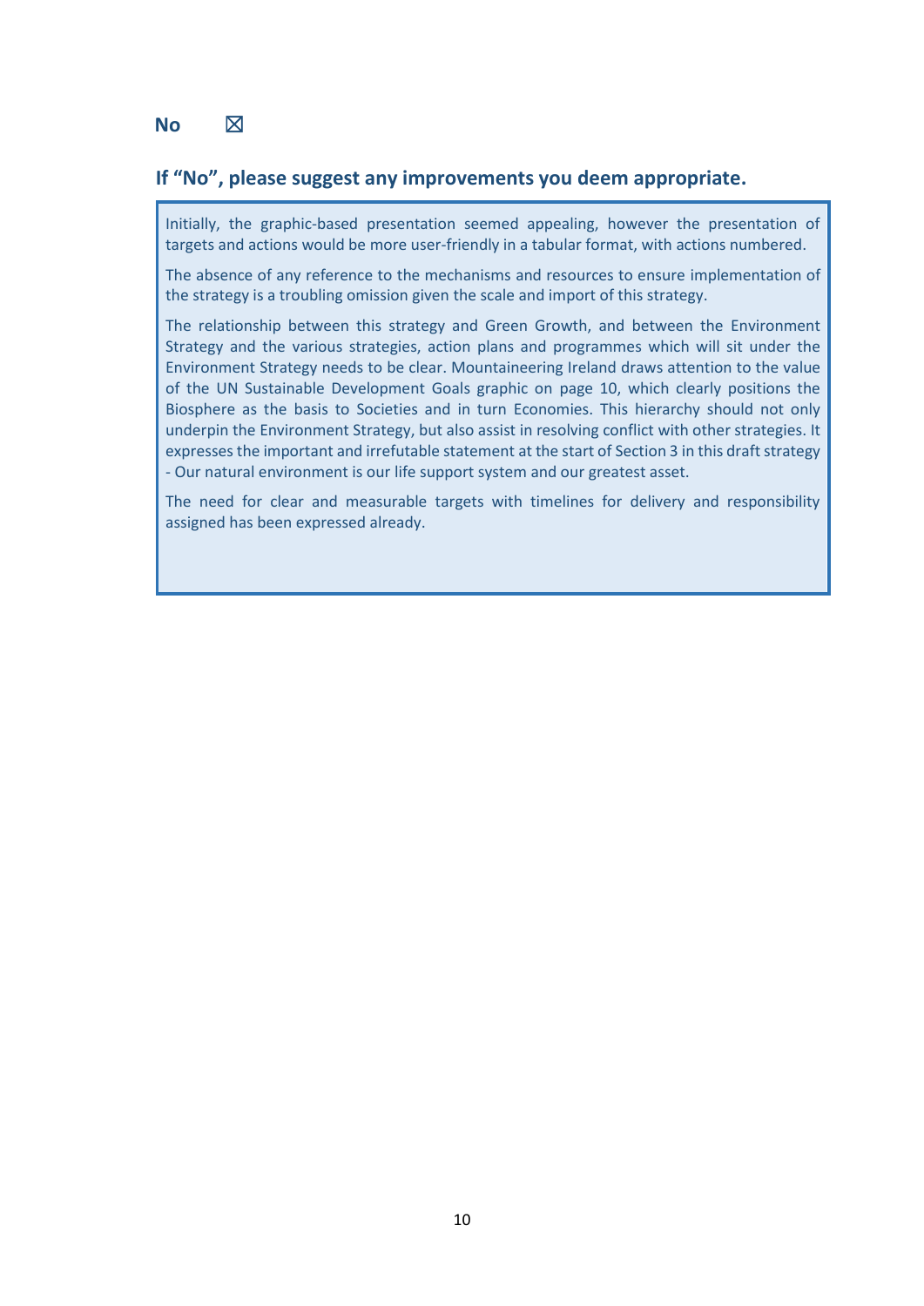**No** ☒

### If "No", please suggest any improvements you deem appropriate.

Initially, the graphic-based presentation seemed appealing, however the presentation of targets and actions would be more user-friendly in a tabular format, with actions numbered.

The absence of any reference to the mechanisms and resources to ensure implementation of the strategy is a troubling omission given the scale and import of this strategy.

The relationship between this strategy and Green Growth, and between the Environment Strategy and the various strategies, action plans and programmes which will sit under the Environment Strategy needs to be clear. Mountaineering Ireland draws attention to the value of the UN Sustainable Development Goals graphic on page 10, which clearly positions the Biosphere as the basis to Societies and in turn Economies. This hierarchy should not only underpin the Environment Strategy, but also assist in resolving conflict with other strategies. It expresses the important and irrefutable statement at the start of Section 3 in this draft strategy - Our natural environment is our life support system and our greatest asset.

The need for clear and measurable targets with timelines for delivery and responsibility assigned has been expressed already.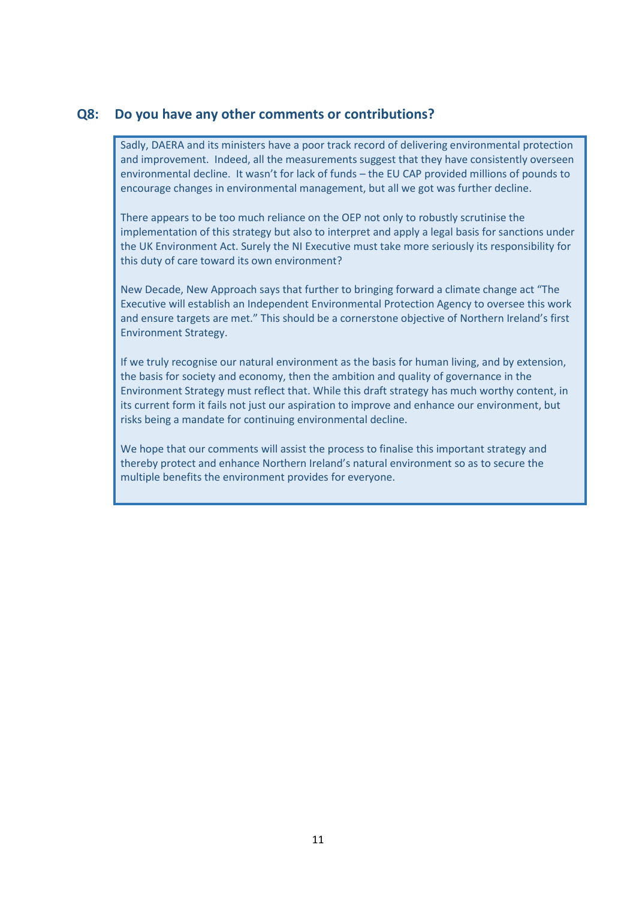## Q8: Do you have any other comments or contributions?

Sadly, DAERA and its ministers have a poor track record of delivering environmental protection and improvement. Indeed, all the measurements suggest that they have consistently overseen environmental decline. It wasn't for lack of funds – the EU CAP provided millions of pounds to encourage changes in environmental management, but all we got was further decline.

There appears to be too much reliance on the OEP not only to robustly scrutinise the implementation of this strategy but also to interpret and apply a legal basis for sanctions under the UK Environment Act. Surely the NI Executive must take more seriously its responsibility for this duty of care toward its own environment?

New Decade, New Approach says that further to bringing forward a climate change act "The Executive will establish an Independent Environmental Protection Agency to oversee this work and ensure targets are met." This should be a cornerstone objective of Northern Ireland's first Environment Strategy.

If we truly recognise our natural environment as the basis for human living, and by extension, the basis for society and economy, then the ambition and quality of governance in the Environment Strategy must reflect that. While this draft strategy has much worthy content, in its current form it fails not just our aspiration to improve and enhance our environment, but risks being a mandate for continuing environmental decline.

We hope that our comments will assist the process to finalise this important strategy and thereby protect and enhance Northern Ireland's natural environment so as to secure the multiple benefits the environment provides for everyone.